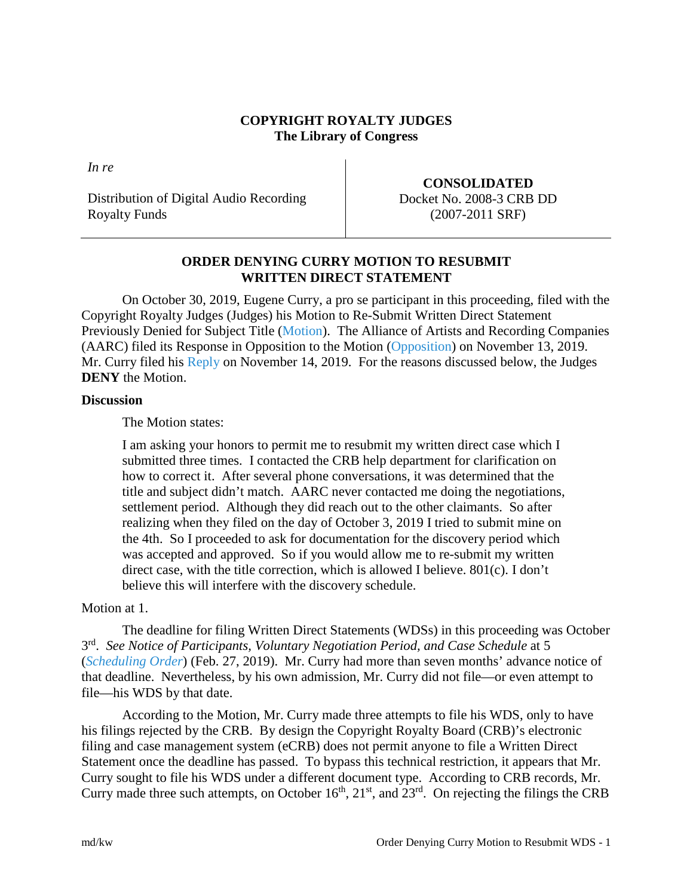**COPYRIGHT ROYALTY JUDGES**
**The Library of Congress**

| | |
|---|---|
| *In re*<br><br>Distribution of Digital Audio Recording Royalty Funds | **CONSOLIDATED**<br>Docket No. 2008-3 CRB DD<br>(2007-2011 SRF) |

**ORDER DENYING CURRY MOTION TO RESUBMIT WRITTEN DIRECT STATEMENT**

On October 30, 2019, Eugene Curry, a pro se participant in this proceeding, filed with the Copyright Royalty Judges (Judges) his Motion to Re-Submit Written Direct Statement Previously Denied for Subject Title (Motion). The Alliance of Artists and Recording Companies (AARC) filed its Response in Opposition to the Motion (Opposition) on November 13, 2019. Mr. Curry filed his Reply on November 14, 2019. For the reasons discussed below, the Judges **DENY** the Motion.

**Discussion**

The Motion states:

> I am asking your honors to permit me to resubmit my written direct case which I submitted three times. I contacted the CRB help department for clarification on how to correct it. After several phone conversations, it was determined that the title and subject didn't match. AARC never contacted me doing the negotiations, settlement period. Although they did reach out to the other claimants. So after realizing when they filed on the day of October 3, 2019 I tried to submit mine on the 4th. So I proceeded to ask for documentation for the discovery period which was accepted and approved. So if you would allow me to re-submit my written direct case, with the title correction, which is allowed I believe. 801(c). I don't believe this will interfere with the discovery schedule.

Motion at 1.

The deadline for filing Written Direct Statements (WDSs) in this proceeding was October 3rd. *See Notice of Participants, Voluntary Negotiation Period, and Case Schedule* at 5 (*Scheduling Order*) (Feb. 27, 2019). Mr. Curry had more than seven months' advance notice of that deadline. Nevertheless, by his own admission, Mr. Curry did not file—or even attempt to file—his WDS by that date.

According to the Motion, Mr. Curry made three attempts to file his WDS, only to have his filings rejected by the CRB. By design the Copyright Royalty Board (CRB)'s electronic filing and case management system (eCRB) does not permit anyone to file a Written Direct Statement once the deadline has passed. To bypass this technical restriction, it appears that Mr. Curry sought to file his WDS under a different document type. According to CRB records, Mr. Curry made three such attempts, on October 16th, 21st, and 23rd. On rejecting the filings the CRB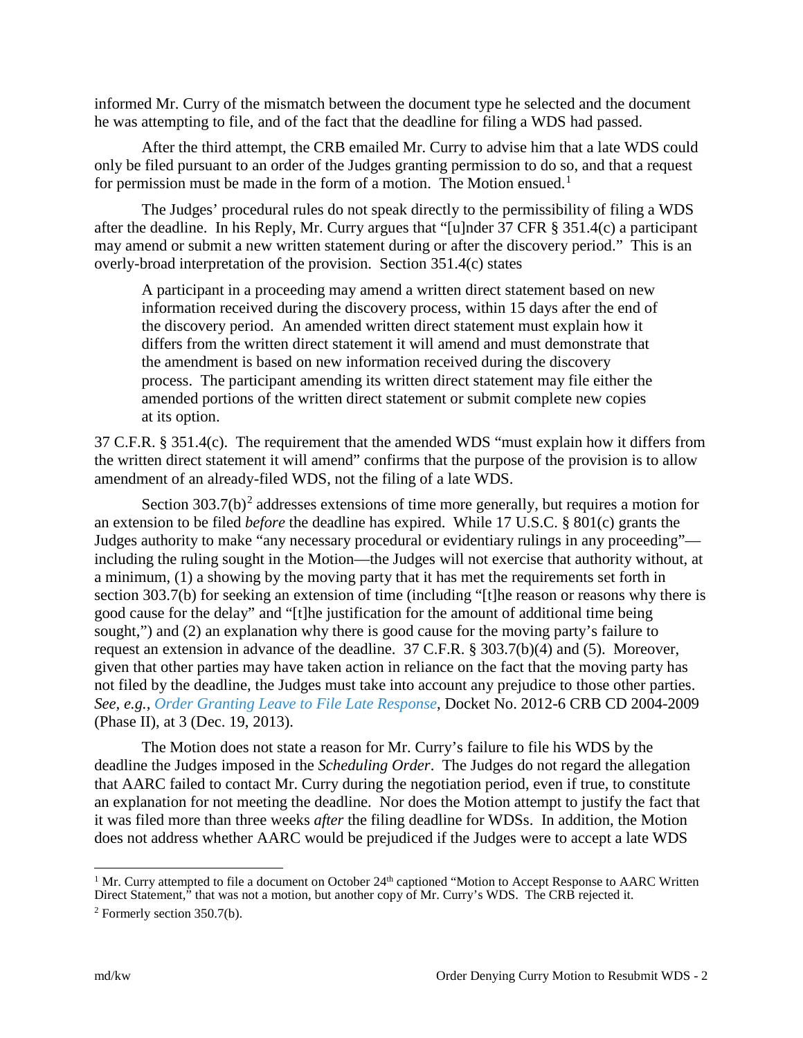informed Mr. Curry of the mismatch between the document type he selected and the document he was attempting to file, and of the fact that the deadline for filing a WDS had passed.

After the third attempt, the CRB emailed Mr. Curry to advise him that a late WDS could only be filed pursuant to an order of the Judges granting permission to do so, and that a request for permission must be made in the form of a motion. The Motion ensued.[1]

The Judges' procedural rules do not speak directly to the permissibility of filing a WDS after the deadline. In his Reply, Mr. Curry argues that "[u]nder 37 CFR § 351.4(c) a participant may amend or submit a new written statement during or after the discovery period." This is an overly-broad interpretation of the provision. Section 351.4(c) states

> A participant in a proceeding may amend a written direct statement based on new information received during the discovery process, within 15 days after the end of the discovery period. An amended written direct statement must explain how it differs from the written direct statement it will amend and must demonstrate that the amendment is based on new information received during the discovery process. The participant amending its written direct statement may file either the amended portions of the written direct statement or submit complete new copies at its option.

37 C.F.R. § 351.4(c). The requirement that the amended WDS "must explain how it differs from the written direct statement it will amend" confirms that the purpose of the provision is to allow amendment of an already-filed WDS, not the filing of a late WDS.

Section 303.7(b)[2] addresses extensions of time more generally, but requires a motion for an extension to be filed *before* the deadline has expired. While 17 U.S.C. § 801(c) grants the Judges authority to make "any necessary procedural or evidentiary rulings in any proceeding"—including the ruling sought in the Motion—the Judges will not exercise that authority without, at a minimum, (1) a showing by the moving party that it has met the requirements set forth in section 303.7(b) for seeking an extension of time (including "[t]he reason or reasons why there is good cause for the delay" and "[t]he justification for the amount of additional time being sought,") and (2) an explanation why there is good cause for the moving party's failure to request an extension in advance of the deadline. 37 C.F.R. § 303.7(b)(4) and (5). Moreover, given that other parties may have taken action in reliance on the fact that the moving party has not filed by the deadline, the Judges must take into account any prejudice to those other parties. *See, e.g.*, *Order Granting Leave to File Late Response*, Docket No. 2012-6 CRB CD 2004-2009 (Phase II), at 3 (Dec. 19, 2013).

The Motion does not state a reason for Mr. Curry's failure to file his WDS by the deadline the Judges imposed in the *Scheduling Order*. The Judges do not regard the allegation that AARC failed to contact Mr. Curry during the negotiation period, even if true, to constitute an explanation for not meeting the deadline. Nor does the Motion attempt to justify the fact that it was filed more than three weeks *after* the filing deadline for WDSs. In addition, the Motion does not address whether AARC would be prejudiced if the Judges were to accept a late WDS

---

[1] Mr. Curry attempted to file a document on October 24th captioned "Motion to Accept Response to AARC Written Direct Statement," that was not a motion, but another copy of Mr. Curry's WDS. The CRB rejected it.

[2] Formerly section 350.7(b).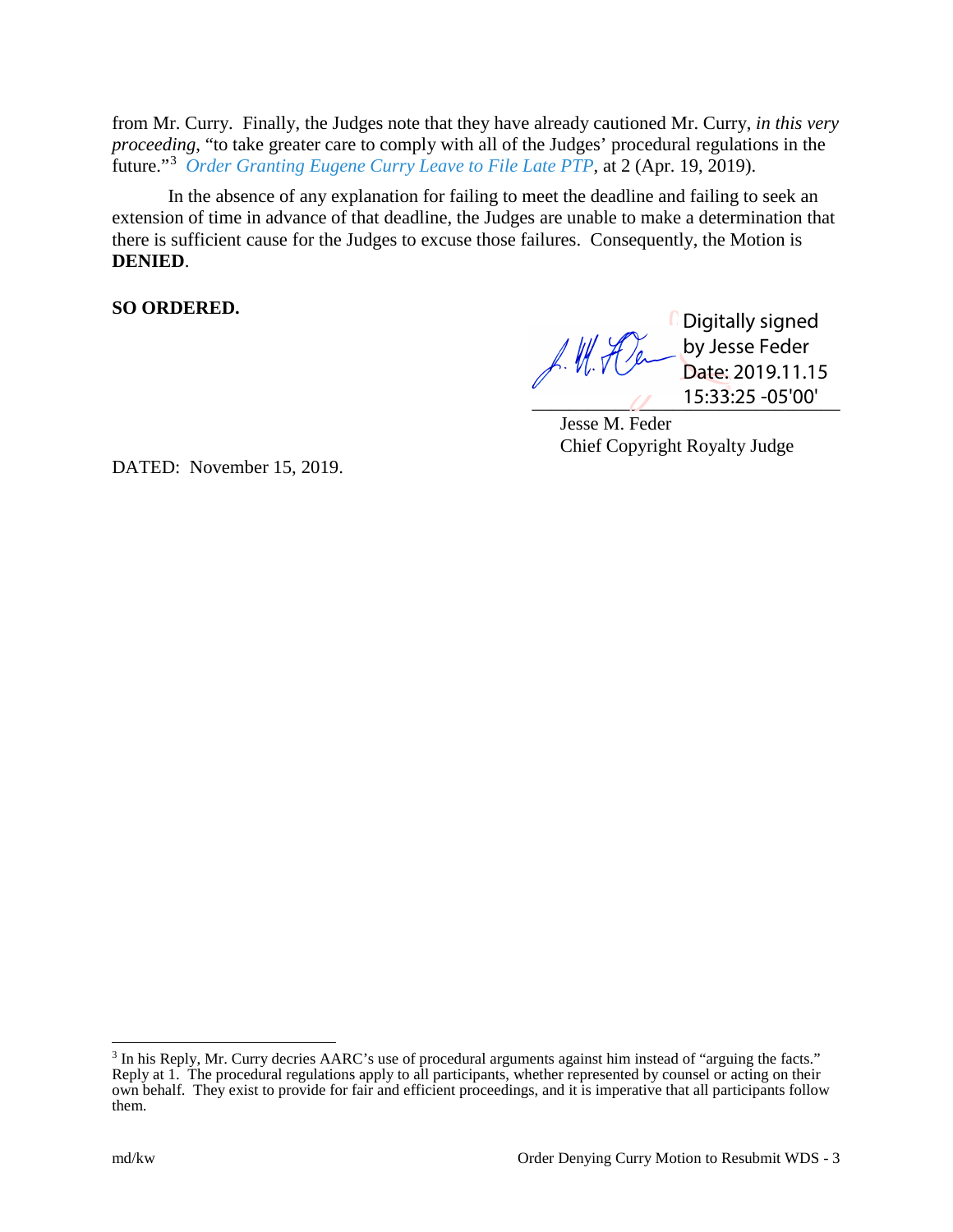from Mr. Curry. Finally, the Judges note that they have already cautioned Mr. Curry, *in this very proceeding*, "to take greater care to comply with all of the Judges' procedural regulations in the future."[3] *Order Granting Eugene Curry Leave to File Late PTP*, at 2 (Apr. 19, 2019).

In the absence of any explanation for failing to meet the deadline and failing to seek an extension of time in advance of that deadline, the Judges are unable to make a determination that there is sufficient cause for the Judges to excuse those failures. Consequently, the Motion is **DENIED**.

**SO ORDERED.**

Digitally signed by Jesse Feder
Date: 2019.11.15 15:33:25 -05'00'

Jesse M. Feder
Chief Copyright Royalty Judge

DATED: November 15, 2019.

[3] In his Reply, Mr. Curry decries AARC's use of procedural arguments against him instead of "arguing the facts." Reply at 1. The procedural regulations apply to all participants, whether represented by counsel or acting on their own behalf. They exist to provide for fair and efficient proceedings, and it is imperative that all participants follow them.

md/kw